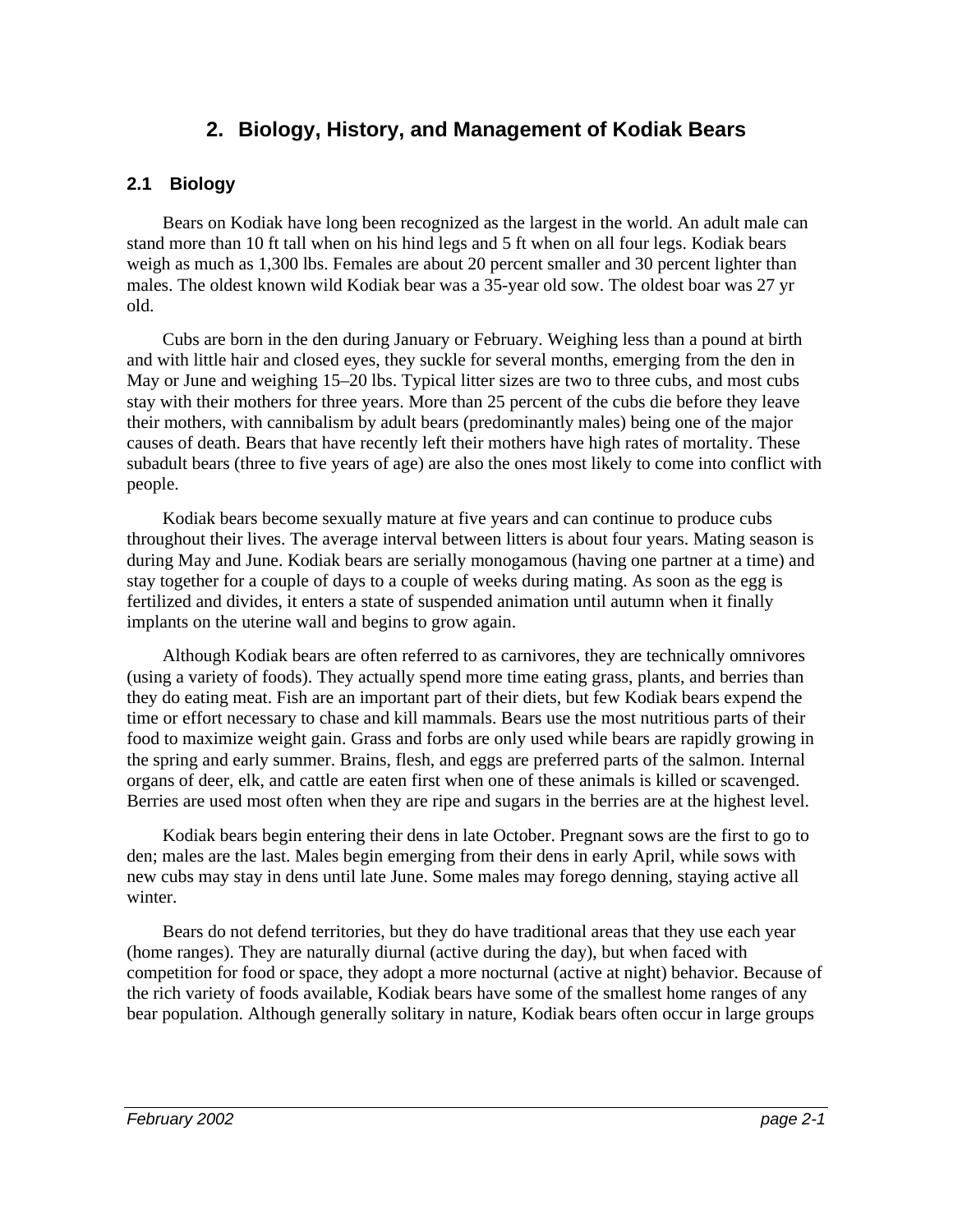# 2. Biology, History, and Management of Kodiak Bears

## 2.1 Biology

Bears on Kodiak have long been recognized as the largest in the world. An adult male can stand more than 10 ft tall when on his hind legs and 5 ft when on all four legs. Kodiak bears weigh as much as 1,300 lbs. Females are about 20 percent smaller and 30 percent lighter than males. The oldest known wild Kodiak bear was a 35-year old sow. The oldest boar was 27 yr old.

Cubs are born in the den during January or February. Weighing less than a pound at birth and with little hair and closed eyes, they suckle for several months, emerging from the den in May or June and weighing 15–20 lbs. Typical litter sizes are two to three cubs, and most cubs stay with their mothers for three years. More than 25 percent of the cubs die before they leave their mothers, with cannibalism by adult bears (predominantly males) being one of the major causes of death. Bears that have recently left their mothers have high rates of mortality. These subadult bears (three to five years of age) are also the ones most likely to come into conflict with people.

Kodiak bears become sexually mature at five years and can continue to produce cubs throughout their lives. The average interval between litters is about four years. Mating season is during May and June. Kodiak bears are serially monogamous (having one partner at a time) and stay together for a couple of days to a couple of weeks during mating. As soon as the egg is fertilized and divides, it enters a state of suspended animation until autumn when it finally implants on the uterine wall and begins to grow again.

Although Kodiak bears are often referred to as carnivores, they are technically omnivores (using a variety of foods). They actually spend more time eating grass, plants, and berries than they do eating meat. Fish are an important part of their diets, but few Kodiak bears expend the time or effort necessary to chase and kill mammals. Bears use the most nutritious parts of their food to maximize weight gain. Grass and forbs are only used while bears are rapidly growing in the spring and early summer. Brains, flesh, and eggs are preferred parts of the salmon. Internal organs of deer, elk, and cattle are eaten first when one of these animals is killed or scavenged. Berries are used most often when they are ripe and sugars in the berries are at the highest level.

Kodiak bears begin entering their dens in late October. Pregnant sows are the first to go to den; males are the last. Males begin emerging from their dens in early April, while sows with new cubs may stay in dens until late June. Some males may forego denning, staying active all winter.

Bears do not defend territories, but they do have traditional areas that they use each year (home ranges). They are naturally diurnal (active during the day), but when faced with competition for food or space, they adopt a more nocturnal (active at night) behavior. Because of the rich variety of foods available, Kodiak bears have some of the smallest home ranges of any bear population. Although generally solitary in nature, Kodiak bears often occur in large groups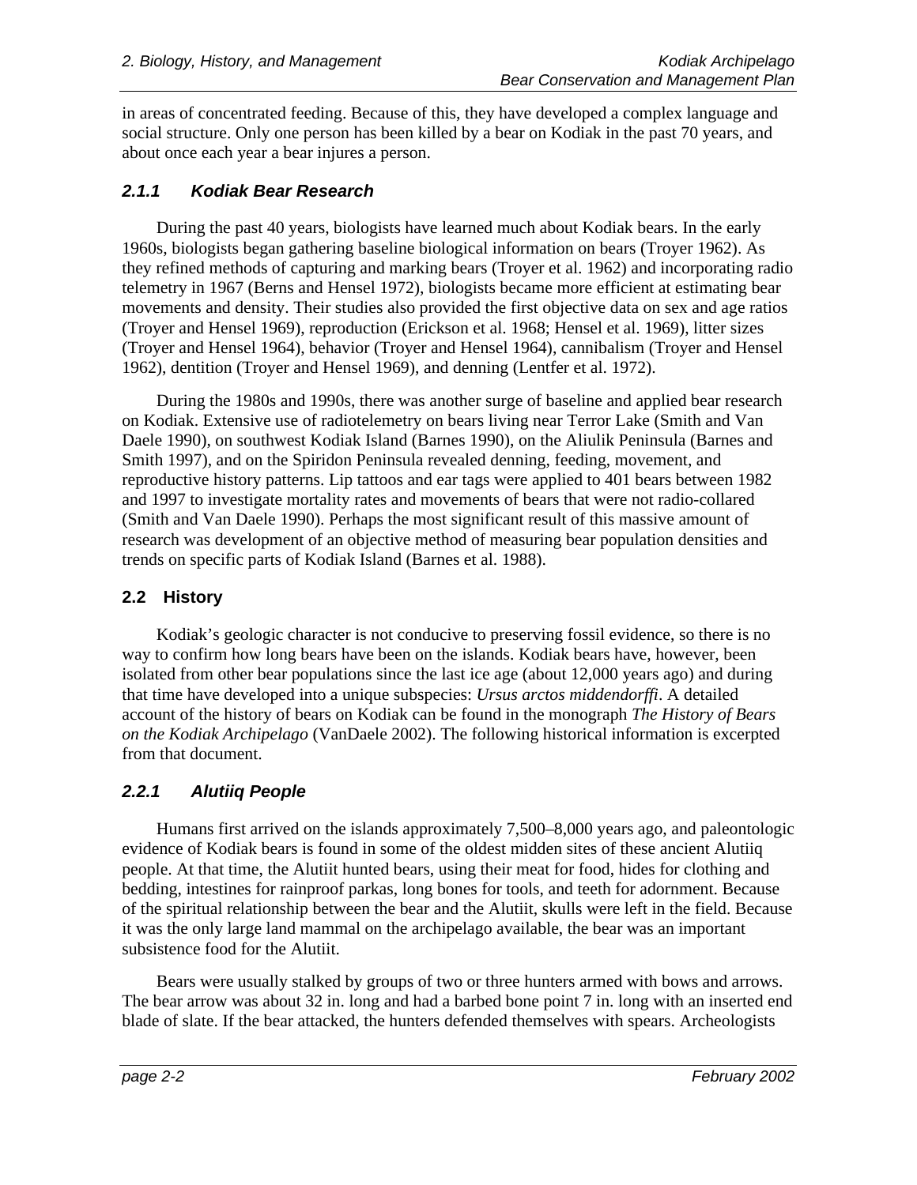in areas of concentrated feeding. Because of this, they have developed a complex language and social structure. Only one person has been killed by a bear on Kodiak in the past 70 years, and about once each year a bear injures a person.

### *2.1.1 Kodiak Bear Research*

During the past 40 years, biologists have learned much about Kodiak bears. In the early 1960s, biologists began gathering baseline biological information on bears (Troyer 1962). As they refined methods of capturing and marking bears (Troyer et al. 1962) and incorporating radio telemetry in 1967 (Berns and Hensel 1972), biologists became more efficient at estimating bear movements and density. Their studies also provided the first objective data on sex and age ratios (Troyer and Hensel 1969), reproduction (Erickson et al. 1968; Hensel et al. 1969), litter sizes (Troyer and Hensel 1964), behavior (Troyer and Hensel 1964), cannibalism (Troyer and Hensel 1962), dentition (Troyer and Hensel 1969), and denning (Lentfer et al. 1972).

During the 1980s and 1990s, there was another surge of baseline and applied bear research on Kodiak. Extensive use of radiotelemetry on bears living near Terror Lake (Smith and Van Daele 1990), on southwest Kodiak Island (Barnes 1990), on the Aliulik Peninsula (Barnes and Smith 1997), and on the Spiridon Peninsula revealed denning, feeding, movement, and reproductive history patterns. Lip tattoos and ear tags were applied to 401 bears between 1982 and 1997 to investigate mortality rates and movements of bears that were not radio-collared (Smith and Van Daele 1990). Perhaps the most significant result of this massive amount of research was development of an objective method of measuring bear population densities and trends on specific parts of Kodiak Island (Barnes et al. 1988).

## 2.2 History

Kodiak's geologic character is not conducive to preserving fossil evidence, so there is no way to confirm how long bears have been on the islands. Kodiak bears have, however, been isolated from other bear populations since the last ice age (about 12,000 years ago) and during that time have developed into a unique subspecies: *Ursus arctos middendorffi*. A detailed account of the history of bears on Kodiak can be found in the monograph *The History of Bears on the Kodiak Archipelago* (VanDaele 2002). The following historical information is excerpted from that document.

### *2.2.1 Alutiiq People*

Humans first arrived on the islands approximately 7,500–8,000 years ago, and paleontologic evidence of Kodiak bears is found in some of the oldest midden sites of these ancient Alutiiq people. At that time, the Alutiit hunted bears, using their meat for food, hides for clothing and bedding, intestines for rainproof parkas, long bones for tools, and teeth for adornment. Because of the spiritual relationship between the bear and the Alutiit, skulls were left in the field. Because it was the only large land mammal on the archipelago available, the bear was an important subsistence food for the Alutiit.

Bears were usually stalked by groups of two or three hunters armed with bows and arrows. The bear arrow was about 32 in. long and had a barbed bone point 7 in. long with an inserted end blade of slate. If the bear attacked, the hunters defended themselves with spears. Archeologists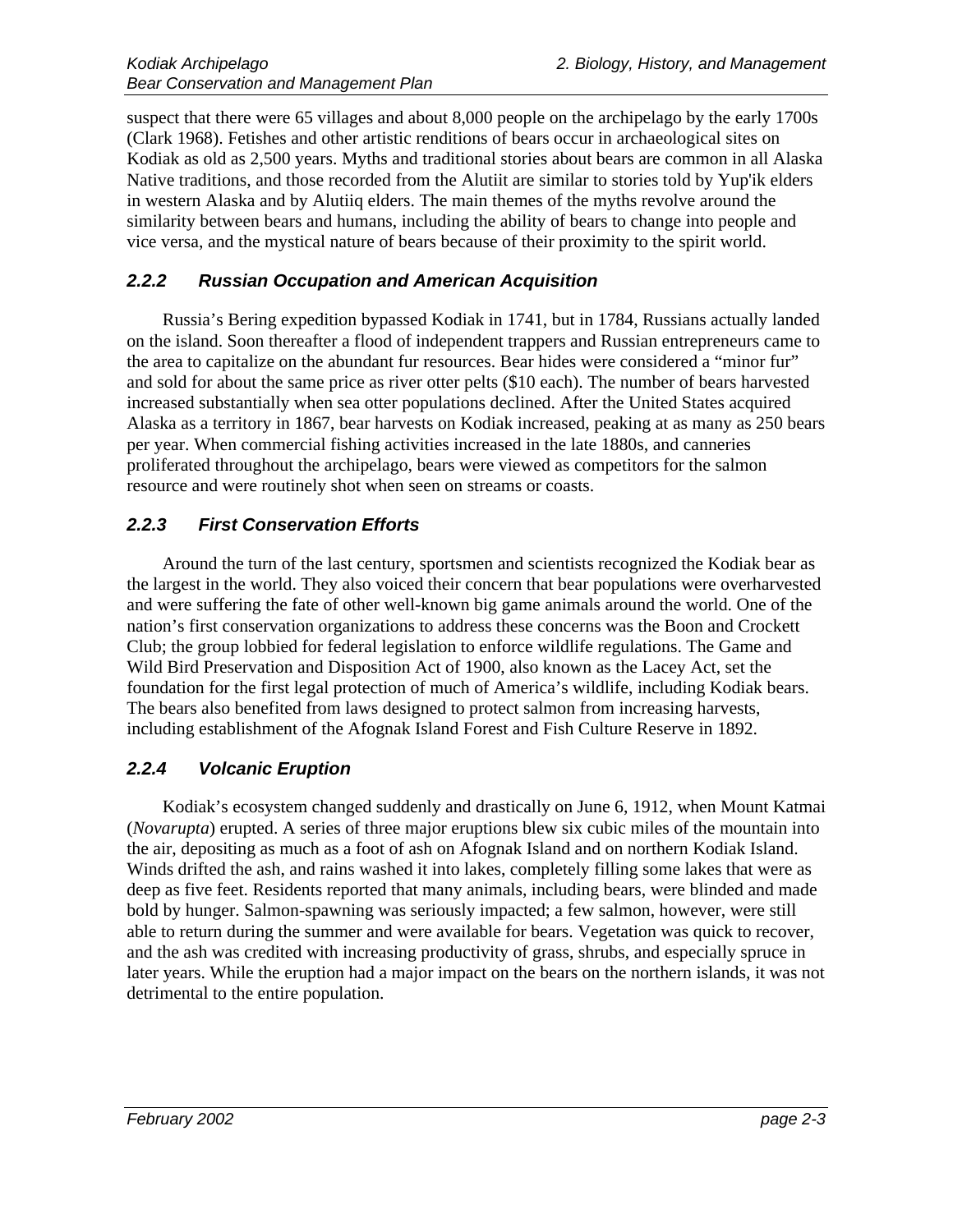suspect that there were 65 villages and about 8,000 people on the archipelago by the early 1700s (Clark 1968). Fetishes and other artistic renditions of bears occur in archaeological sites on Kodiak as old as 2,500 years. Myths and traditional stories about bears are common in all Alaska Native traditions, and those recorded from the Alutiit are similar to stories told by Yup'ik elders in western Alaska and by Alutiiq elders. The main themes of the myths revolve around the similarity between bears and humans, including the ability of bears to change into people and vice versa, and the mystical nature of bears because of their proximity to the spirit world.

### *2.2.2 Russian Occupation and American Acquisition*

Russia's Bering expedition bypassed Kodiak in 1741, but in 1784, Russians actually landed on the island. Soon thereafter a flood of independent trappers and Russian entrepreneurs came to the area to capitalize on the abundant fur resources. Bear hides were considered a "minor fur" and sold for about the same price as river otter pelts ($10 each). The number of bears harvested increased substantially when sea otter populations declined. After the United States acquired Alaska as a territory in 1867, bear harvests on Kodiak increased, peaking at as many as 250 bears per year. When commercial fishing activities increased in the late 1880s, and canneries proliferated throughout the archipelago, bears were viewed as competitors for the salmon resource and were routinely shot when seen on streams or coasts.

### *2.2.3 First Conservation Efforts*

Around the turn of the last century, sportsmen and scientists recognized the Kodiak bear as the largest in the world. They also voiced their concern that bear populations were overharvested and were suffering the fate of other well-known big game animals around the world. One of the nation's first conservation organizations to address these concerns was the Boon and Crockett Club; the group lobbied for federal legislation to enforce wildlife regulations. The Game and Wild Bird Preservation and Disposition Act of 1900, also known as the Lacey Act, set the foundation for the first legal protection of much of America's wildlife, including Kodiak bears. The bears also benefited from laws designed to protect salmon from increasing harvests, including establishment of the Afognak Island Forest and Fish Culture Reserve in 1892.

### *2.2.4 Volcanic Eruption*

Kodiak's ecosystem changed suddenly and drastically on June 6, 1912, when Mount Katmai (*Novarupta*) erupted. A series of three major eruptions blew six cubic miles of the mountain into the air, depositing as much as a foot of ash on Afognak Island and on northern Kodiak Island. Winds drifted the ash, and rains washed it into lakes, completely filling some lakes that were as deep as five feet. Residents reported that many animals, including bears, were blinded and made bold by hunger. Salmon-spawning was seriously impacted; a few salmon, however, were still able to return during the summer and were available for bears. Vegetation was quick to recover, and the ash was credited with increasing productivity of grass, shrubs, and especially spruce in later years. While the eruption had a major impact on the bears on the northern islands, it was not detrimental to the entire population.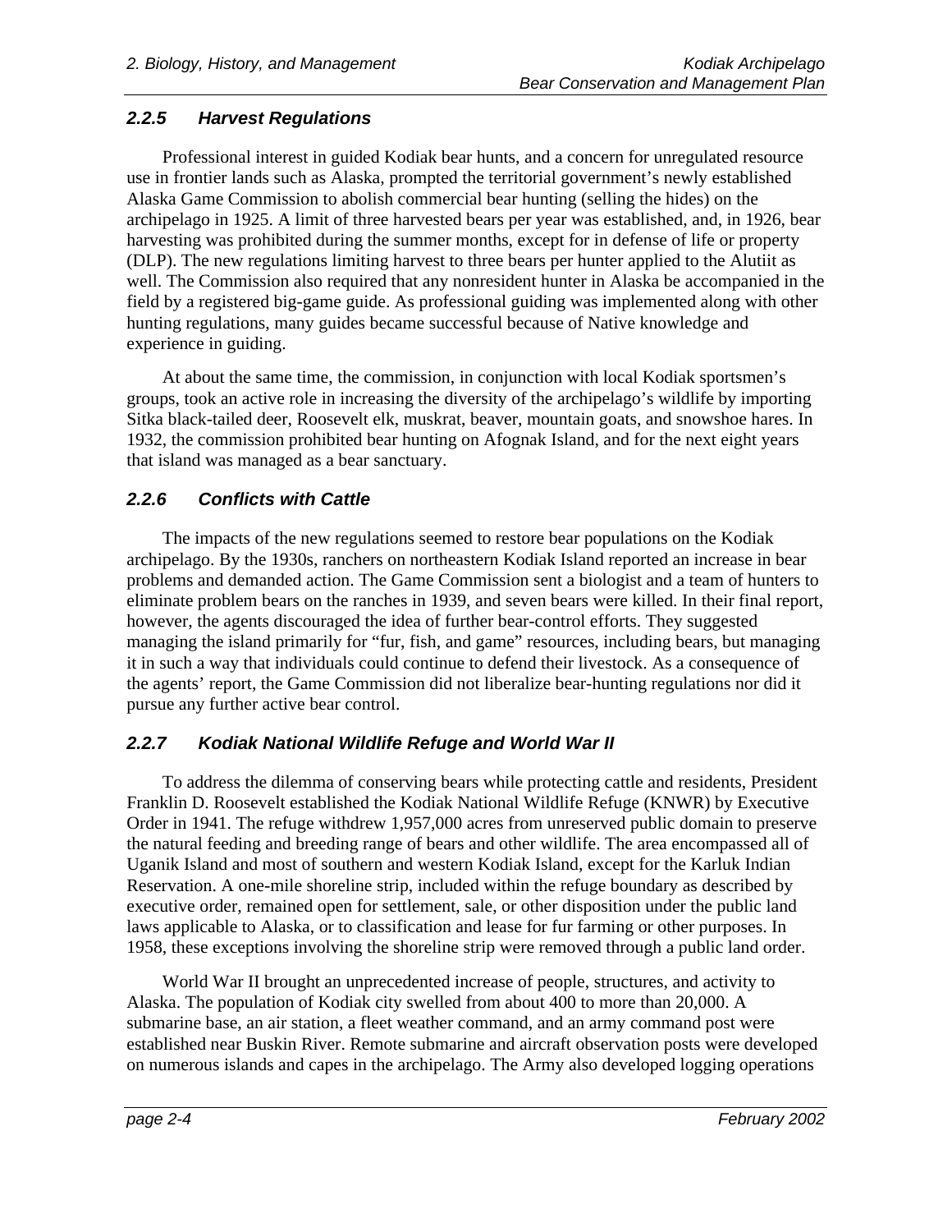### 2.2.5 Harvest Regulations

Professional interest in guided Kodiak bear hunts, and a concern for unregulated resource use in frontier lands such as Alaska, prompted the territorial government's newly established Alaska Game Commission to abolish commercial bear hunting (selling the hides) on the archipelago in 1925. A limit of three harvested bears per year was established, and, in 1926, bear harvesting was prohibited during the summer months, except for in defense of life or property (DLP). The new regulations limiting harvest to three bears per hunter applied to the Alutiit as well. The Commission also required that any nonresident hunter in Alaska be accompanied in the field by a registered big-game guide. As professional guiding was implemented along with other hunting regulations, many guides became successful because of Native knowledge and experience in guiding.

At about the same time, the commission, in conjunction with local Kodiak sportsmen's groups, took an active role in increasing the diversity of the archipelago's wildlife by importing Sitka black-tailed deer, Roosevelt elk, muskrat, beaver, mountain goats, and snowshoe hares. In 1932, the commission prohibited bear hunting on Afognak Island, and for the next eight years that island was managed as a bear sanctuary.

### 2.2.6 Conflicts with Cattle

The impacts of the new regulations seemed to restore bear populations on the Kodiak archipelago. By the 1930s, ranchers on northeastern Kodiak Island reported an increase in bear problems and demanded action. The Game Commission sent a biologist and a team of hunters to eliminate problem bears on the ranches in 1939, and seven bears were killed. In their final report, however, the agents discouraged the idea of further bear-control efforts. They suggested managing the island primarily for "fur, fish, and game" resources, including bears, but managing it in such a way that individuals could continue to defend their livestock. As a consequence of the agents' report, the Game Commission did not liberalize bear-hunting regulations nor did it pursue any further active bear control.

### 2.2.7 Kodiak National Wildlife Refuge and World War II

To address the dilemma of conserving bears while protecting cattle and residents, President Franklin D. Roosevelt established the Kodiak National Wildlife Refuge (KNWR) by Executive Order in 1941. The refuge withdrew 1,957,000 acres from unreserved public domain to preserve the natural feeding and breeding range of bears and other wildlife. The area encompassed all of Uganik Island and most of southern and western Kodiak Island, except for the Karluk Indian Reservation. A one-mile shoreline strip, included within the refuge boundary as described by executive order, remained open for settlement, sale, or other disposition under the public land laws applicable to Alaska, or to classification and lease for fur farming or other purposes. In 1958, these exceptions involving the shoreline strip were removed through a public land order.

World War II brought an unprecedented increase of people, structures, and activity to Alaska. The population of Kodiak city swelled from about 400 to more than 20,000. A submarine base, an air station, a fleet weather command, and an army command post were established near Buskin River. Remote submarine and aircraft observation posts were developed on numerous islands and capes in the archipelago. The Army also developed logging operations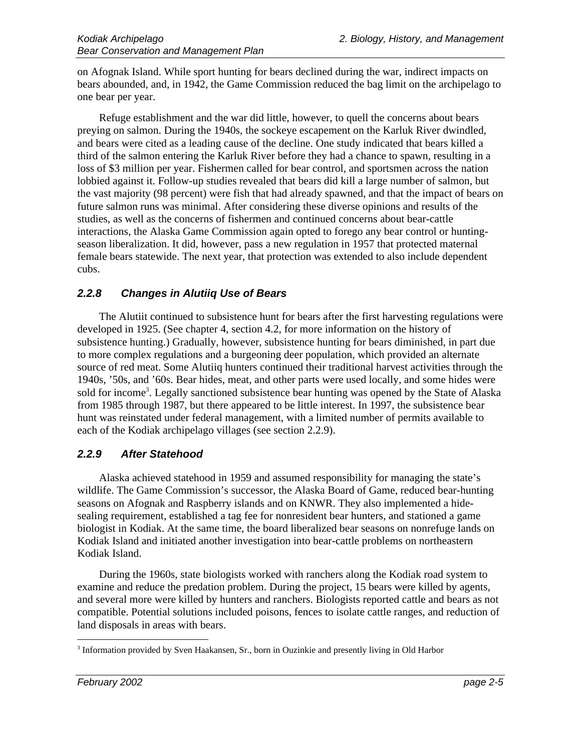on Afognak Island. While sport hunting for bears declined during the war, indirect impacts on bears abounded, and, in 1942, the Game Commission reduced the bag limit on the archipelago to one bear per year.

Refuge establishment and the war did little, however, to quell the concerns about bears preying on salmon. During the 1940s, the sockeye escapement on the Karluk River dwindled, and bears were cited as a leading cause of the decline. One study indicated that bears killed a third of the salmon entering the Karluk River before they had a chance to spawn, resulting in a loss of $3 million per year. Fishermen called for bear control, and sportsmen across the nation lobbied against it. Follow-up studies revealed that bears did kill a large number of salmon, but the vast majority (98 percent) were fish that had already spawned, and that the impact of bears on future salmon runs was minimal. After considering these diverse opinions and results of the studies, as well as the concerns of fishermen and continued concerns about bear-cattle interactions, the Alaska Game Commission again opted to forego any bear control or hunting-season liberalization. It did, however, pass a new regulation in 1957 that protected maternal female bears statewide. The next year, that protection was extended to also include dependent cubs.

### *2.2.8 Changes in Alutiiq Use of Bears*

The Alutiit continued to subsistence hunt for bears after the first harvesting regulations were developed in 1925. (See chapter 4, section 4.2, for more information on the history of subsistence hunting.) Gradually, however, subsistence hunting for bears diminished, in part due to more complex regulations and a burgeoning deer population, which provided an alternate source of red meat. Some Alutiiq hunters continued their traditional harvest activities through the 1940s, ’50s, and ’60s. Bear hides, meat, and other parts were used locally, and some hides were sold for income[3]. Legally sanctioned subsistence bear hunting was opened by the State of Alaska from 1985 through 1987, but there appeared to be little interest. In 1997, the subsistence bear hunt was reinstated under federal management, with a limited number of permits available to each of the Kodiak archipelago villages (see section 2.2.9).

### *2.2.9 After Statehood*

Alaska achieved statehood in 1959 and assumed responsibility for managing the state’s wildlife. The Game Commission’s successor, the Alaska Board of Game, reduced bear-hunting seasons on Afognak and Raspberry islands and on KNWR. They also implemented a hide-sealing requirement, established a tag fee for nonresident bear hunters, and stationed a game biologist in Kodiak. At the same time, the board liberalized bear seasons on nonrefuge lands on Kodiak Island and initiated another investigation into bear-cattle problems on northeastern Kodiak Island.

During the 1960s, state biologists worked with ranchers along the Kodiak road system to examine and reduce the predation problem. During the project, 15 bears were killed by agents, and several more were killed by hunters and ranchers. Biologists reported cattle and bears as not compatible. Potential solutions included poisons, fences to isolate cattle ranges, and reduction of land disposals in areas with bears.

---

[3] Information provided by Sven Haakansen, Sr., born in Ouzinkie and presently living in Old Harbor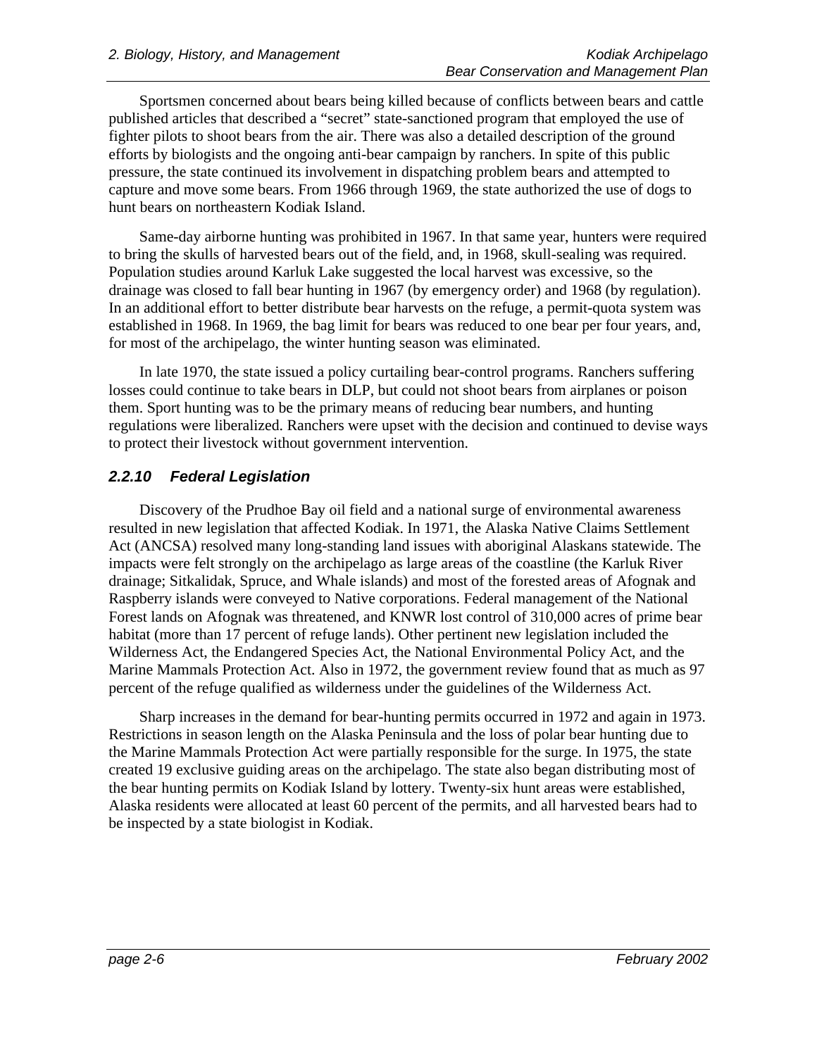Sportsmen concerned about bears being killed because of conflicts between bears and cattle published articles that described a "secret" state-sanctioned program that employed the use of fighter pilots to shoot bears from the air. There was also a detailed description of the ground efforts by biologists and the ongoing anti-bear campaign by ranchers. In spite of this public pressure, the state continued its involvement in dispatching problem bears and attempted to capture and move some bears. From 1966 through 1969, the state authorized the use of dogs to hunt bears on northeastern Kodiak Island.

Same-day airborne hunting was prohibited in 1967. In that same year, hunters were required to bring the skulls of harvested bears out of the field, and, in 1968, skull-sealing was required. Population studies around Karluk Lake suggested the local harvest was excessive, so the drainage was closed to fall bear hunting in 1967 (by emergency order) and 1968 (by regulation). In an additional effort to better distribute bear harvests on the refuge, a permit-quota system was established in 1968. In 1969, the bag limit for bears was reduced to one bear per four years, and, for most of the archipelago, the winter hunting season was eliminated.

In late 1970, the state issued a policy curtailing bear-control programs. Ranchers suffering losses could continue to take bears in DLP, but could not shoot bears from airplanes or poison them. Sport hunting was to be the primary means of reducing bear numbers, and hunting regulations were liberalized. Ranchers were upset with the decision and continued to devise ways to protect their livestock without government intervention.

### *2.2.10 Federal Legislation*

Discovery of the Prudhoe Bay oil field and a national surge of environmental awareness resulted in new legislation that affected Kodiak. In 1971, the Alaska Native Claims Settlement Act (ANCSA) resolved many long-standing land issues with aboriginal Alaskans statewide. The impacts were felt strongly on the archipelago as large areas of the coastline (the Karluk River drainage; Sitkalidak, Spruce, and Whale islands) and most of the forested areas of Afognak and Raspberry islands were conveyed to Native corporations. Federal management of the National Forest lands on Afognak was threatened, and KNWR lost control of 310,000 acres of prime bear habitat (more than 17 percent of refuge lands). Other pertinent new legislation included the Wilderness Act, the Endangered Species Act, the National Environmental Policy Act, and the Marine Mammals Protection Act. Also in 1972, the government review found that as much as 97 percent of the refuge qualified as wilderness under the guidelines of the Wilderness Act.

Sharp increases in the demand for bear-hunting permits occurred in 1972 and again in 1973. Restrictions in season length on the Alaska Peninsula and the loss of polar bear hunting due to the Marine Mammals Protection Act were partially responsible for the surge. In 1975, the state created 19 exclusive guiding areas on the archipelago. The state also began distributing most of the bear hunting permits on Kodiak Island by lottery. Twenty-six hunt areas were established, Alaska residents were allocated at least 60 percent of the permits, and all harvested bears had to be inspected by a state biologist in Kodiak.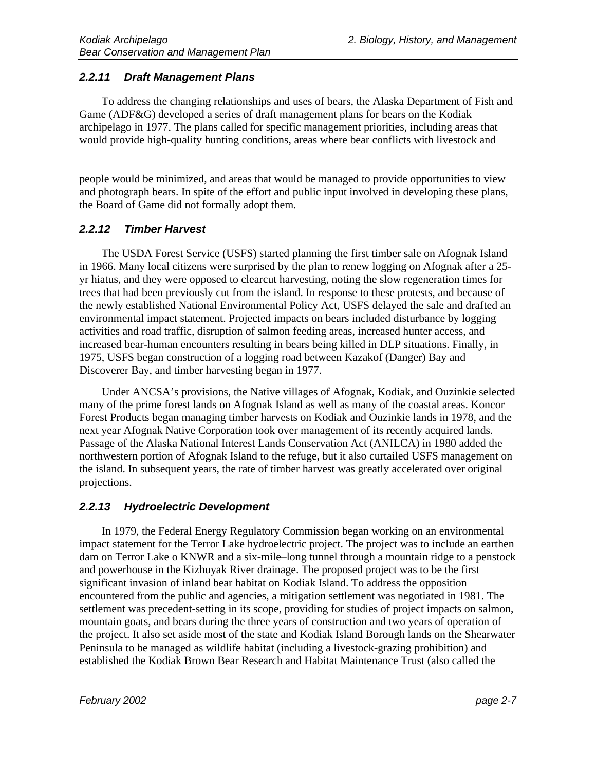### 2.2.11 Draft Management Plans

To address the changing relationships and uses of bears, the Alaska Department of Fish and Game (ADF&G) developed a series of draft management plans for bears on the Kodiak archipelago in 1977. The plans called for specific management priorities, including areas that would provide high-quality hunting conditions, areas where bear conflicts with livestock and people would be minimized, and areas that would be managed to provide opportunities to view and photograph bears. In spite of the effort and public input involved in developing these plans, the Board of Game did not formally adopt them.

### 2.2.12 Timber Harvest

The USDA Forest Service (USFS) started planning the first timber sale on Afognak Island in 1966. Many local citizens were surprised by the plan to renew logging on Afognak after a 25-yr hiatus, and they were opposed to clearcut harvesting, noting the slow regeneration times for trees that had been previously cut from the island. In response to these protests, and because of the newly established National Environmental Policy Act, USFS delayed the sale and drafted an environmental impact statement. Projected impacts on bears included disturbance by logging activities and road traffic, disruption of salmon feeding areas, increased hunter access, and increased bear-human encounters resulting in bears being killed in DLP situations. Finally, in 1975, USFS began construction of a logging road between Kazakof (Danger) Bay and Discoverer Bay, and timber harvesting began in 1977.

Under ANCSA's provisions, the Native villages of Afognak, Kodiak, and Ouzinkie selected many of the prime forest lands on Afognak Island as well as many of the coastal areas. Koncor Forest Products began managing timber harvests on Kodiak and Ouzinkie lands in 1978, and the next year Afognak Native Corporation took over management of its recently acquired lands. Passage of the Alaska National Interest Lands Conservation Act (ANILCA) in 1980 added the northwestern portion of Afognak Island to the refuge, but it also curtailed USFS management on the island. In subsequent years, the rate of timber harvest was greatly accelerated over original projections.

### 2.2.13 Hydroelectric Development

In 1979, the Federal Energy Regulatory Commission began working on an environmental impact statement for the Terror Lake hydroelectric project. The project was to include an earthen dam on Terror Lake o KNWR and a six-mile–long tunnel through a mountain ridge to a penstock and powerhouse in the Kizhuyak River drainage. The proposed project was to be the first significant invasion of inland bear habitat on Kodiak Island. To address the opposition encountered from the public and agencies, a mitigation settlement was negotiated in 1981. The settlement was precedent-setting in its scope, providing for studies of project impacts on salmon, mountain goats, and bears during the three years of construction and two years of operation of the project. It also set aside most of the state and Kodiak Island Borough lands on the Shearwater Peninsula to be managed as wildlife habitat (including a livestock-grazing prohibition) and established the Kodiak Brown Bear Research and Habitat Maintenance Trust (also called the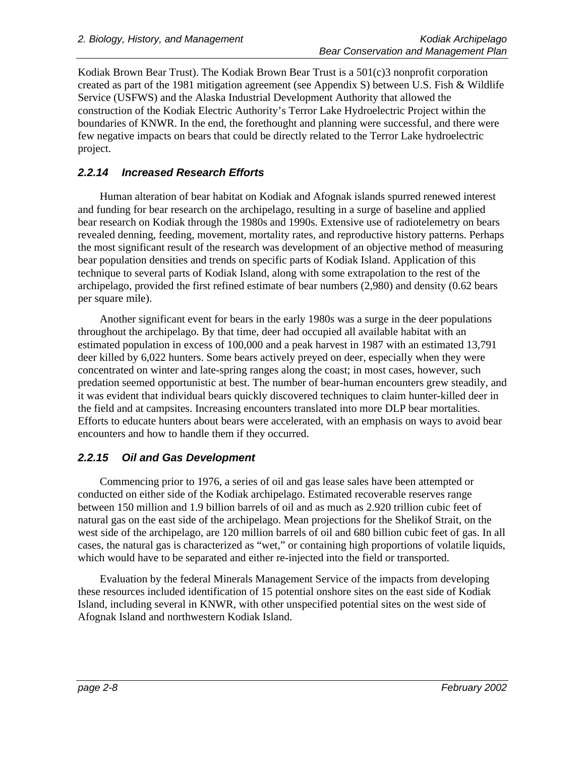Kodiak Brown Bear Trust). The Kodiak Brown Bear Trust is a 501(c)3 nonprofit corporation created as part of the 1981 mitigation agreement (see Appendix S) between U.S. Fish & Wildlife Service (USFWS) and the Alaska Industrial Development Authority that allowed the construction of the Kodiak Electric Authority's Terror Lake Hydroelectric Project within the boundaries of KNWR. In the end, the forethought and planning were successful, and there were few negative impacts on bears that could be directly related to the Terror Lake hydroelectric project.

### *2.2.14 Increased Research Efforts*

Human alteration of bear habitat on Kodiak and Afognak islands spurred renewed interest and funding for bear research on the archipelago, resulting in a surge of baseline and applied bear research on Kodiak through the 1980s and 1990s. Extensive use of radiotelemetry on bears revealed denning, feeding, movement, mortality rates, and reproductive history patterns. Perhaps the most significant result of the research was development of an objective method of measuring bear population densities and trends on specific parts of Kodiak Island. Application of this technique to several parts of Kodiak Island, along with some extrapolation to the rest of the archipelago, provided the first refined estimate of bear numbers (2,980) and density (0.62 bears per square mile).

Another significant event for bears in the early 1980s was a surge in the deer populations throughout the archipelago. By that time, deer had occupied all available habitat with an estimated population in excess of 100,000 and a peak harvest in 1987 with an estimated 13,791 deer killed by 6,022 hunters. Some bears actively preyed on deer, especially when they were concentrated on winter and late-spring ranges along the coast; in most cases, however, such predation seemed opportunistic at best. The number of bear-human encounters grew steadily, and it was evident that individual bears quickly discovered techniques to claim hunter-killed deer in the field and at campsites. Increasing encounters translated into more DLP bear mortalities. Efforts to educate hunters about bears were accelerated, with an emphasis on ways to avoid bear encounters and how to handle them if they occurred.

### *2.2.15 Oil and Gas Development*

Commencing prior to 1976, a series of oil and gas lease sales have been attempted or conducted on either side of the Kodiak archipelago. Estimated recoverable reserves range between 150 million and 1.9 billion barrels of oil and as much as 2.920 trillion cubic feet of natural gas on the east side of the archipelago. Mean projections for the Shelikof Strait, on the west side of the archipelago, are 120 million barrels of oil and 680 billion cubic feet of gas. In all cases, the natural gas is characterized as "wet," or containing high proportions of volatile liquids, which would have to be separated and either re-injected into the field or transported.

Evaluation by the federal Minerals Management Service of the impacts from developing these resources included identification of 15 potential onshore sites on the east side of Kodiak Island, including several in KNWR, with other unspecified potential sites on the west side of Afognak Island and northwestern Kodiak Island.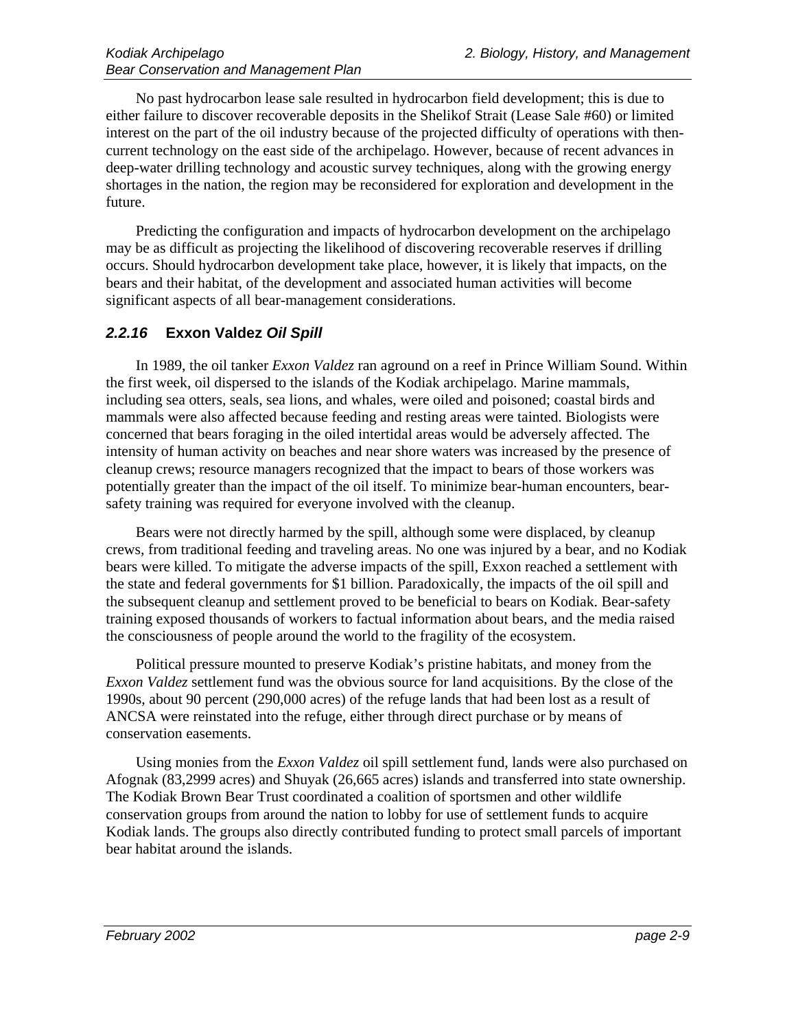No past hydrocarbon lease sale resulted in hydrocarbon field development; this is due to either failure to discover recoverable deposits in the Shelikof Strait (Lease Sale #60) or limited interest on the part of the oil industry because of the projected difficulty of operations with then-current technology on the east side of the archipelago. However, because of recent advances in deep-water drilling technology and acoustic survey techniques, along with the growing energy shortages in the nation, the region may be reconsidered for exploration and development in the future.

Predicting the configuration and impacts of hydrocarbon development on the archipelago may be as difficult as projecting the likelihood of discovering recoverable reserves if drilling occurs. Should hydrocarbon development take place, however, it is likely that impacts, on the bears and their habitat, of the development and associated human activities will become significant aspects of all bear-management considerations.

### *2.2.16* **Exxon Valdez *Oil Spill***

In 1989, the oil tanker *Exxon Valdez* ran aground on a reef in Prince William Sound. Within the first week, oil dispersed to the islands of the Kodiak archipelago. Marine mammals, including sea otters, seals, sea lions, and whales, were oiled and poisoned; coastal birds and mammals were also affected because feeding and resting areas were tainted. Biologists were concerned that bears foraging in the oiled intertidal areas would be adversely affected. The intensity of human activity on beaches and near shore waters was increased by the presence of cleanup crews; resource managers recognized that the impact to bears of those workers was potentially greater than the impact of the oil itself. To minimize bear-human encounters, bear-safety training was required for everyone involved with the cleanup.

Bears were not directly harmed by the spill, although some were displaced, by cleanup crews, from traditional feeding and traveling areas. No one was injured by a bear, and no Kodiak bears were killed. To mitigate the adverse impacts of the spill, Exxon reached a settlement with the state and federal governments for $1 billion. Paradoxically, the impacts of the oil spill and the subsequent cleanup and settlement proved to be beneficial to bears on Kodiak. Bear-safety training exposed thousands of workers to factual information about bears, and the media raised the consciousness of people around the world to the fragility of the ecosystem.

Political pressure mounted to preserve Kodiak's pristine habitats, and money from the *Exxon Valdez* settlement fund was the obvious source for land acquisitions. By the close of the 1990s, about 90 percent (290,000 acres) of the refuge lands that had been lost as a result of ANCSA were reinstated into the refuge, either through direct purchase or by means of conservation easements.

Using monies from the *Exxon Valdez* oil spill settlement fund, lands were also purchased on Afognak (83,2999 acres) and Shuyak (26,665 acres) islands and transferred into state ownership. The Kodiak Brown Bear Trust coordinated a coalition of sportsmen and other wildlife conservation groups from around the nation to lobby for use of settlement funds to acquire Kodiak lands. The groups also directly contributed funding to protect small parcels of important bear habitat around the islands.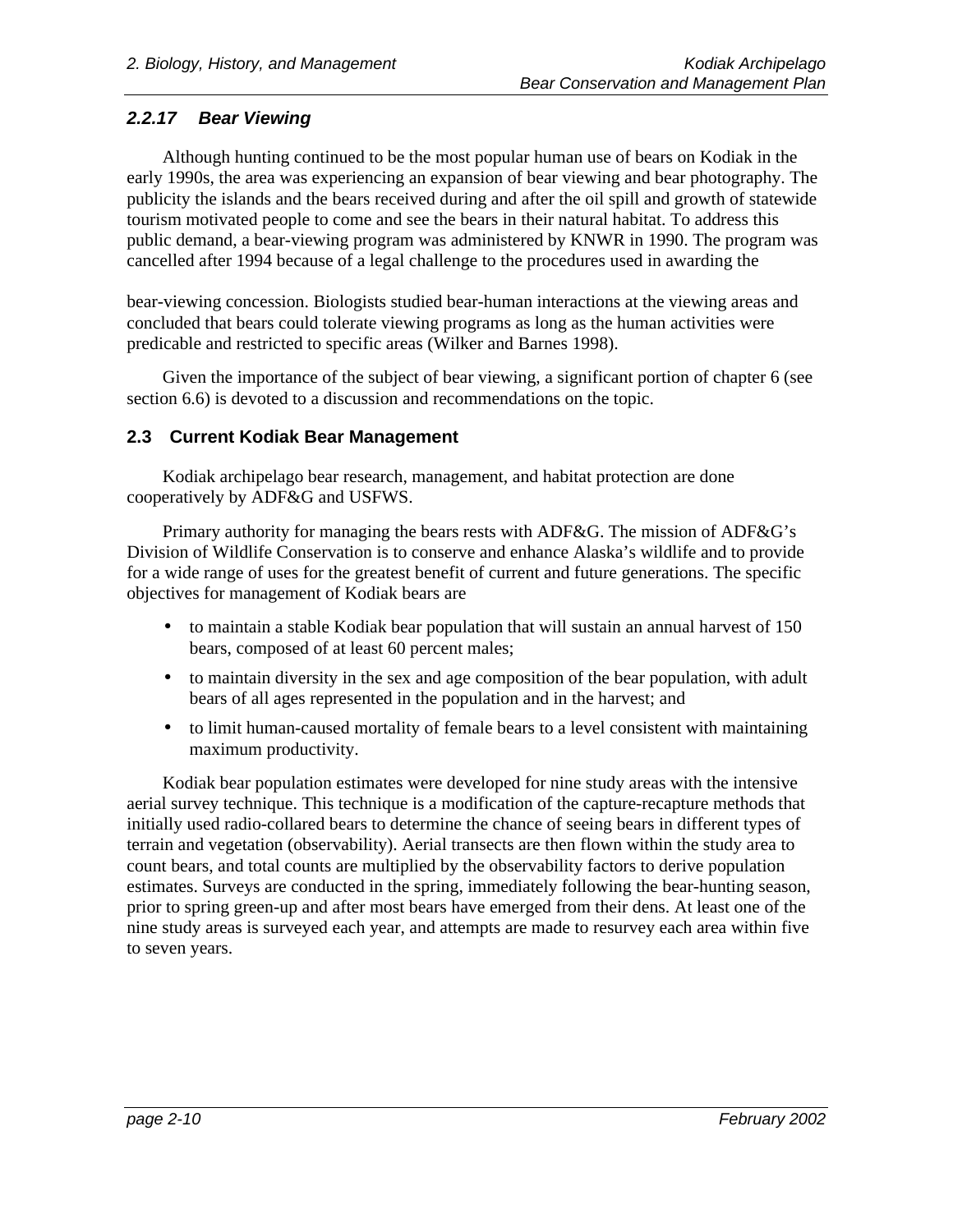### *2.2.17 Bear Viewing*

Although hunting continued to be the most popular human use of bears on Kodiak in the early 1990s, the area was experiencing an expansion of bear viewing and bear photography. The publicity the islands and the bears received during and after the oil spill and growth of statewide tourism motivated people to come and see the bears in their natural habitat. To address this public demand, a bear-viewing program was administered by KNWR in 1990. The program was cancelled after 1994 because of a legal challenge to the procedures used in awarding the bear-viewing concession. Biologists studied bear-human interactions at the viewing areas and concluded that bears could tolerate viewing programs as long as the human activities were predicable and restricted to specific areas (Wilker and Barnes 1998).

Given the importance of the subject of bear viewing, a significant portion of chapter 6 (see section 6.6) is devoted to a discussion and recommendations on the topic.

## 2.3 Current Kodiak Bear Management

Kodiak archipelago bear research, management, and habitat protection are done cooperatively by ADF&G and USFWS.

Primary authority for managing the bears rests with ADF&G. The mission of ADF&G's Division of Wildlife Conservation is to conserve and enhance Alaska's wildlife and to provide for a wide range of uses for the greatest benefit of current and future generations. The specific objectives for management of Kodiak bears are

- to maintain a stable Kodiak bear population that will sustain an annual harvest of 150 bears, composed of at least 60 percent males;
- to maintain diversity in the sex and age composition of the bear population, with adult bears of all ages represented in the population and in the harvest; and
- to limit human-caused mortality of female bears to a level consistent with maintaining maximum productivity.

Kodiak bear population estimates were developed for nine study areas with the intensive aerial survey technique. This technique is a modification of the capture-recapture methods that initially used radio-collared bears to determine the chance of seeing bears in different types of terrain and vegetation (observability). Aerial transects are then flown within the study area to count bears, and total counts are multiplied by the observability factors to derive population estimates. Surveys are conducted in the spring, immediately following the bear-hunting season, prior to spring green-up and after most bears have emerged from their dens. At least one of the nine study areas is surveyed each year, and attempts are made to resurvey each area within five to seven years.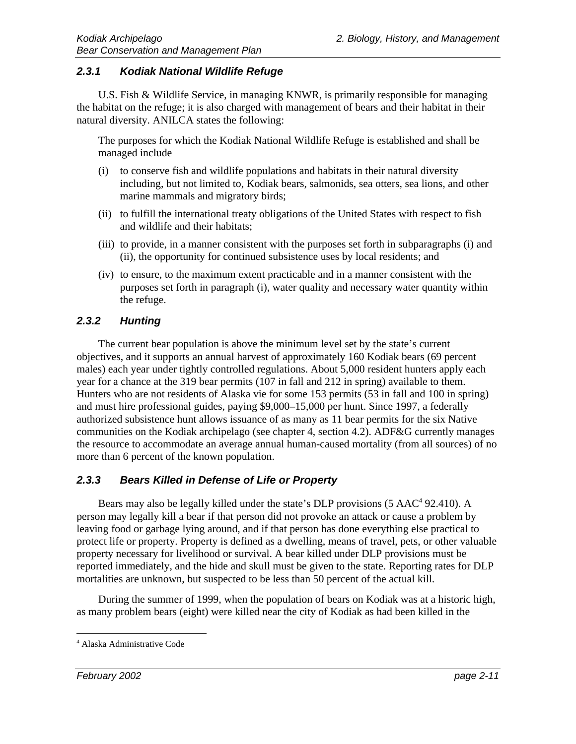### *2.3.1 Kodiak National Wildlife Refuge*

U.S. Fish & Wildlife Service, in managing KNWR, is primarily responsible for managing the habitat on the refuge; it is also charged with management of bears and their habitat in their natural diversity. ANILCA states the following:

> The purposes for which the Kodiak National Wildlife Refuge is established and shall be managed include
>
> (i) to conserve fish and wildlife populations and habitats in their natural diversity including, but not limited to, Kodiak bears, salmonids, sea otters, sea lions, and other marine mammals and migratory birds;
>
> (ii) to fulfill the international treaty obligations of the United States with respect to fish and wildlife and their habitats;
>
> (iii) to provide, in a manner consistent with the purposes set forth in subparagraphs (i) and (ii), the opportunity for continued subsistence uses by local residents; and
>
> (iv) to ensure, to the maximum extent practicable and in a manner consistent with the purposes set forth in paragraph (i), water quality and necessary water quantity within the refuge.

### *2.3.2 Hunting*

The current bear population is above the minimum level set by the state's current objectives, and it supports an annual harvest of approximately 160 Kodiak bears (69 percent males) each year under tightly controlled regulations. About 5,000 resident hunters apply each year for a chance at the 319 bear permits (107 in fall and 212 in spring) available to them. Hunters who are not residents of Alaska vie for some 153 permits (53 in fall and 100 in spring) and must hire professional guides, paying $9,000–15,000 per hunt. Since 1997, a federally authorized subsistence hunt allows issuance of as many as 11 bear permits for the six Native communities on the Kodiak archipelago (see chapter 4, section 4.2). ADF&G currently manages the resource to accommodate an average annual human-caused mortality (from all sources) of no more than 6 percent of the known population.

### *2.3.3 Bears Killed in Defense of Life or Property*

Bears may also be legally killed under the state's DLP provisions (5 AAC[4] 92.410). A person may legally kill a bear if that person did not provoke an attack or cause a problem by leaving food or garbage lying around, and if that person has done everything else practical to protect life or property. Property is defined as a dwelling, means of travel, pets, or other valuable property necessary for livelihood or survival. A bear killed under DLP provisions must be reported immediately, and the hide and skull must be given to the state. Reporting rates for DLP mortalities are unknown, but suspected to be less than 50 percent of the actual kill.

During the summer of 1999, when the population of bears on Kodiak was at a historic high, as many problem bears (eight) were killed near the city of Kodiak as had been killed in the

[4] Alaska Administrative Code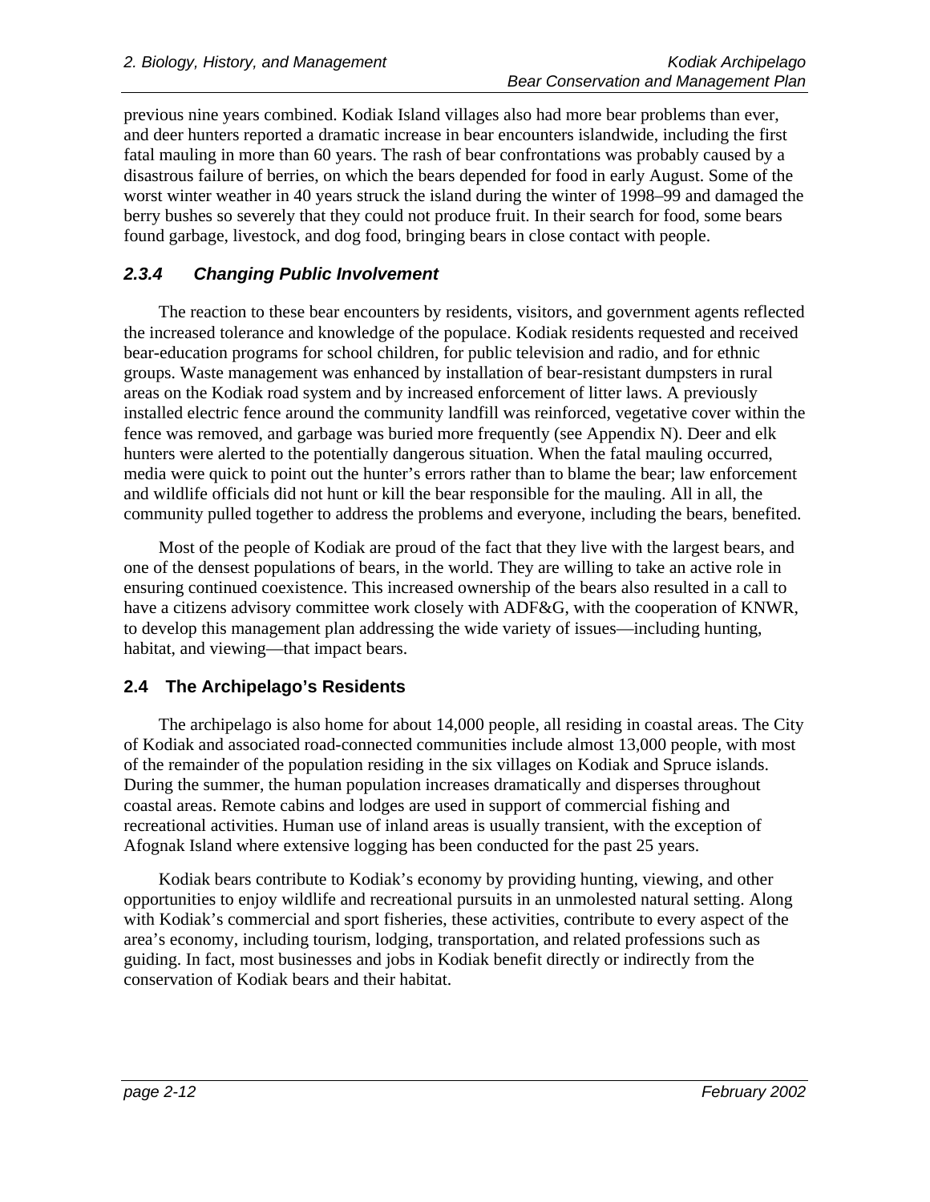previous nine years combined. Kodiak Island villages also had more bear problems than ever, and deer hunters reported a dramatic increase in bear encounters islandwide, including the first fatal mauling in more than 60 years. The rash of bear confrontations was probably caused by a disastrous failure of berries, on which the bears depended for food in early August. Some of the worst winter weather in 40 years struck the island during the winter of 1998–99 and damaged the berry bushes so severely that they could not produce fruit. In their search for food, some bears found garbage, livestock, and dog food, bringing bears in close contact with people.

### *2.3.4 Changing Public Involvement*

The reaction to these bear encounters by residents, visitors, and government agents reflected the increased tolerance and knowledge of the populace. Kodiak residents requested and received bear-education programs for school children, for public television and radio, and for ethnic groups. Waste management was enhanced by installation of bear-resistant dumpsters in rural areas on the Kodiak road system and by increased enforcement of litter laws. A previously installed electric fence around the community landfill was reinforced, vegetative cover within the fence was removed, and garbage was buried more frequently (see Appendix N). Deer and elk hunters were alerted to the potentially dangerous situation. When the fatal mauling occurred, media were quick to point out the hunter's errors rather than to blame the bear; law enforcement and wildlife officials did not hunt or kill the bear responsible for the mauling. All in all, the community pulled together to address the problems and everyone, including the bears, benefited.

Most of the people of Kodiak are proud of the fact that they live with the largest bears, and one of the densest populations of bears, in the world. They are willing to take an active role in ensuring continued coexistence. This increased ownership of the bears also resulted in a call to have a citizens advisory committee work closely with ADF&G, with the cooperation of KNWR, to develop this management plan addressing the wide variety of issues—including hunting, habitat, and viewing—that impact bears.

## 2.4 The Archipelago's Residents

The archipelago is also home for about 14,000 people, all residing in coastal areas. The City of Kodiak and associated road-connected communities include almost 13,000 people, with most of the remainder of the population residing in the six villages on Kodiak and Spruce islands. During the summer, the human population increases dramatically and disperses throughout coastal areas. Remote cabins and lodges are used in support of commercial fishing and recreational activities. Human use of inland areas is usually transient, with the exception of Afognak Island where extensive logging has been conducted for the past 25 years.

Kodiak bears contribute to Kodiak's economy by providing hunting, viewing, and other opportunities to enjoy wildlife and recreational pursuits in an unmolested natural setting. Along with Kodiak's commercial and sport fisheries, these activities, contribute to every aspect of the area's economy, including tourism, lodging, transportation, and related professions such as guiding. In fact, most businesses and jobs in Kodiak benefit directly or indirectly from the conservation of Kodiak bears and their habitat.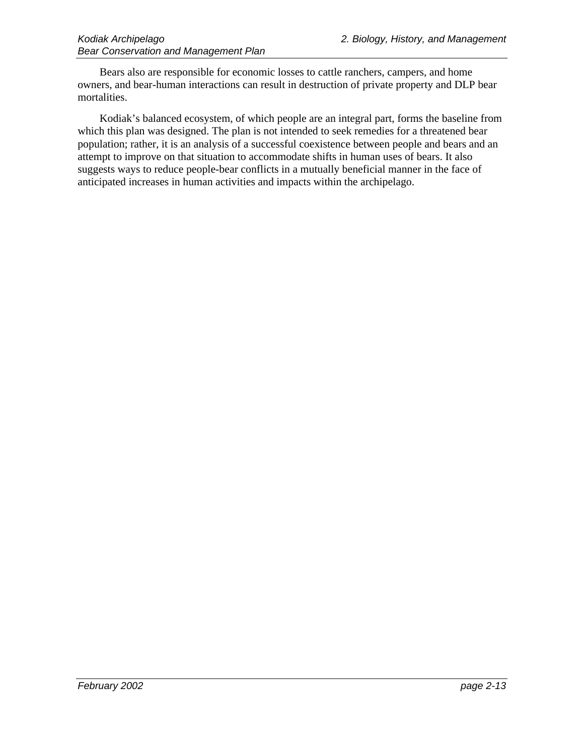Bears also are responsible for economic losses to cattle ranchers, campers, and home owners, and bear-human interactions can result in destruction of private property and DLP bear mortalities.

Kodiak's balanced ecosystem, of which people are an integral part, forms the baseline from which this plan was designed. The plan is not intended to seek remedies for a threatened bear population; rather, it is an analysis of a successful coexistence between people and bears and an attempt to improve on that situation to accommodate shifts in human uses of bears. It also suggests ways to reduce people-bear conflicts in a mutually beneficial manner in the face of anticipated increases in human activities and impacts within the archipelago.